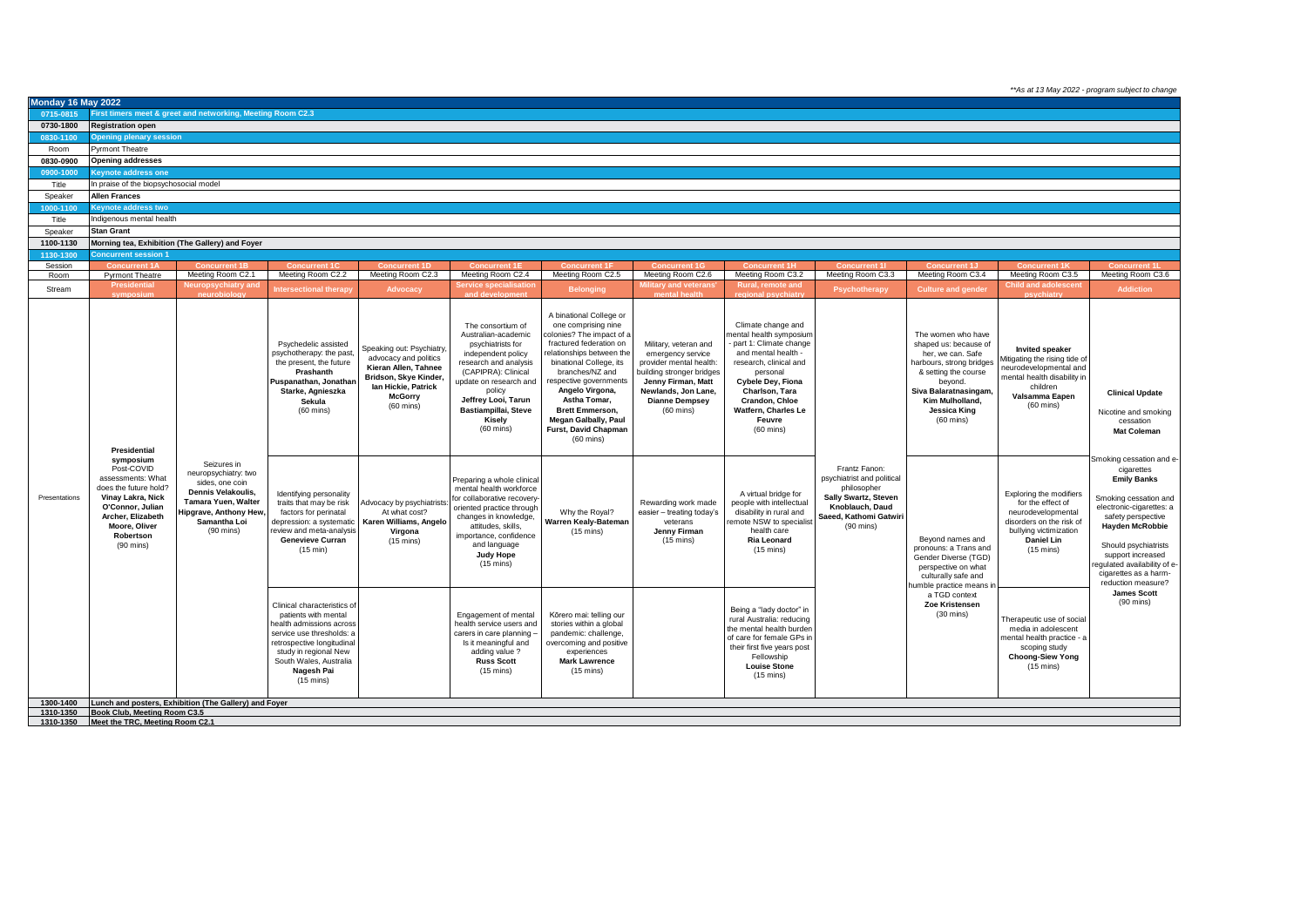*\*As at 13 May 2022 - program subject to change*

## Monday 16 May 2022

| | |
|---|---|
| 0715-0815 | First timers meet & greet and networking, Meeting Room C2.3 |
| 0730-1800 | Registration open |
| 0830-1100 | Opening plenary session |
| Room | Pyrmont Theatre |
| 0830-0900 | Opening addresses |
| 0900-1000 | Keynote address one |
| Title | In praise of the biopsychosocial model |
| Speaker | **Allen Frances** |
| 1000-1100 | Keynote address two |
| Title | Indigenous mental health |
| Speaker | **Stan Grant** |
| 1100-1130 | Morning tea, Exhibition (The Gallery) and Foyer |
| 1130-1300 | Concurrent session 1 |

| Session | Concurrent 1A | Concurrent 1B | Concurrent 1C | Concurrent 1D | Concurrent 1E | Concurrent 1F | Concurrent 1G | Concurrent 1H | Concurrent 1I | Concurrent 1J | Concurrent 1K | Concurrent 1L |
|---|---|---|---|---|---|---|---|---|---|---|---|---|
| Room | Pyrmont Theatre | Meeting Room C2.1 | Meeting Room C2.2 | Meeting Room C2.3 | Meeting Room C2.4 | Meeting Room C2.5 | Meeting Room C2.6 | Meeting Room C3.2 | Meeting Room C3.3 | Meeting Room C3.4 | Meeting Room C3.5 | Meeting Room C3.6 |
| Stream | Presidential symposium | Neuropsychiatry and neurobiology | Intersectional therapy | Advocacy | Service specialisation and development | Belonging | Military and veterans' mental health | Rural, remote and regional psychiatry | Psychotherapy | Culture and gender | Child and adolescent psychiatry | Addiction |
| Presentations | **Presidential symposium** Post-COVID assessments: What does the future hold? **Vinay Lakra, Nick O'Connor, Julian Archer, Elizabeth Moore, Oliver Robertson** (90 mins) | Seizures in neuropsychiatry: two sides, one coin **Dennis Velakoulis, Tamara Yuen, Walter Hipgrave, Anthony Hew, Samantha Loi** (90 mins) | Psychedelic assisted psychotherapy: the past, the present, the future **Prashanth Puspanathan, Jonathan Starke, Agnieszka Sekula** (60 mins) | Speaking out: Psychiatry, advocacy and politics **Kieran Allen, Tahnee Bridson, Skye Kinder, Ian Hickie, Patrick McGorry** (60 mins) | The consortium of Australian-academic psychiatrists for independent policy research and analysis (CAPIPRA): Clinical update on research and policy **Jeffrey Looi, Tarun Bastiampillai, Steve Kisely** (60 mins) | A binational College or one comprising nine colonies? The impact of a fractured federation on relationships between the binational College, its branches/NZ and respective governments **Angelo Virgona, Astha Tomar, Brett Emmerson, Megan Galbally, Paul Furst, David Chapman** (60 mins) | Military, veteran and emergency service provider mental health: building stronger bridges **Jenny Firman, Matt Newlands, Jon Lane, Dianne Dempsey** (60 mins) | Climate change and mental health symposium - part 1: Climate change and mental health - research, clinical and personal **Cybele Dey, Fiona Charlson, Tara Crandon, Chloe Watfern, Charles Le Feuvre** (60 mins) | Frantz Fanon: psychiatrist and political philosopher **Sally Swartz, Steven Knoblauch, Daud Saeed, Kathomi Gatwiri** (90 mins) | The women who have shaped us: because of her, we can. Safe harbours, strong bridges & setting the course beyond. **Siva Balaratnasingam, Kim Mulholland, Jessica King** (60 mins) | **Invited speaker** Mitigating the rising tide of neurodevelopmental and mental health disability in children **Valsamma Eapen** (60 mins) | **Clinical Update** Nicotine and smoking cessation **Mat Coleman** |
| | | | Identifying personality traits that may be risk factors for perinatal depression: a systematic review and meta-analysis **Genevieve Curran** (15 min) | Advocacy by psychiatrists: At what cost? **Karen Williams, Angelo Virgona** (15 mins) | Preparing a whole clinical mental health workforce for collaborative recovery-oriented practice through changes in knowledge, attitudes, skills, importance, confidence and language **Judy Hope** (15 mins) | Why the Royal? **Warren Kealy-Bateman** (15 mins) | Rewarding work made easier – treating today's veterans **Jenny Firman** (15 mins) | A virtual bridge for people with intellectual disability in rural and remote NSW to specialist health care **Ria Leonard** (15 mins) | | Beyond names and pronouns: a Trans and Gender Diverse (TGD) perspective on what culturally safe and humble practice means in a TGD context **Zoe Kristensen** (30 mins) | Exploring the modifiers for the effect of neurodevelopmental disorders on the risk of bullying victimization **Daniel Lin** (15 mins) | Smoking cessation and e-cigarettes **Emily Banks** Smoking cessation and electronic-cigarettes: a safety perspective **Hayden McRobbie** Should psychiatrists support increased regulated availability of e-cigarettes as a harm-reduction measure? **James Scott** (90 mins) |
| | | | Clinical characteristics of patients with mental health admissions across service use thresholds: a retrospective longitudinal study in regional New South Wales, Australia **Nagesh Pai** (15 mins) | | Engagement of mental health service users and carers in care planning – Is it meaningful and adding value ? **Russ Scott** (15 mins) | Kōrero mai: telling our stories within a global pandemic: challenge, overcoming and positive experiences **Mark Lawrence** (15 mins) | | Being a "lady doctor" in rural Australia: reducing the mental health burden of care for female GPs in their first five years post Fellowship **Louise Stone** (15 mins) | | | Therapeutic use of social media in adolescent mental health practice - a scoping study **Choong-Siew Yong** (15 mins) | |

| | |
|---|---|
| 1300-1400 | Lunch and posters, Exhibition (The Gallery) and Foyer |
| 1310-1350 | Book Club, Meeting Room C3.5 |
| 1310-1350 | Meet the TRC, Meeting Room C2.1 |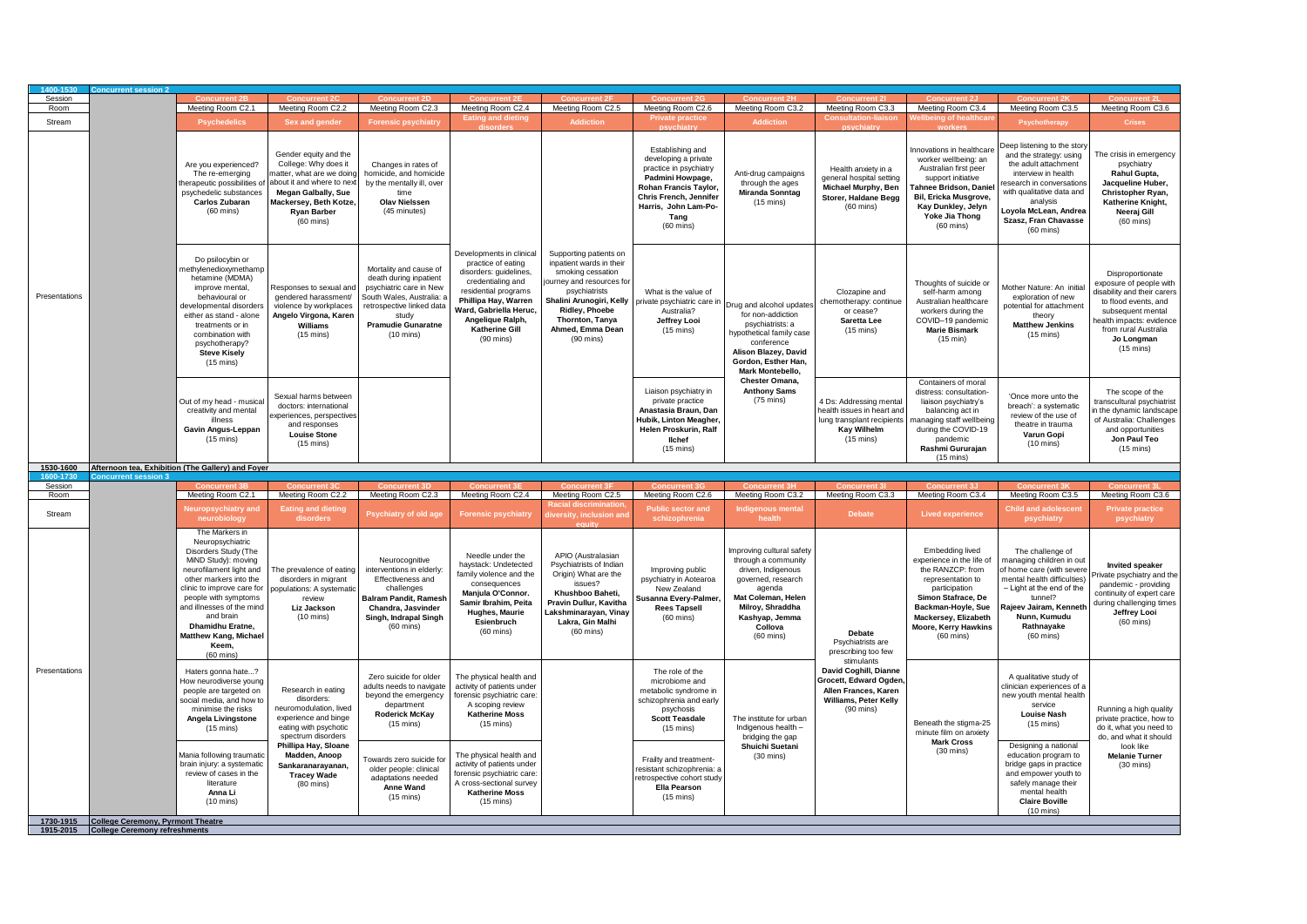| 1400-1530 | Concurrent session 2 | | | | | | | | | | | |
|---|---|---|---|---|---|---|---|---|---|---|---|---|
| Session | | Concurrent 2B | Concurrent 2C | Concurrent 2D | Concurrent 2E | Concurrent 2F | Concurrent 2G | Concurrent 2H | Concurrent 2I | Concurrent 2J | Concurrent 2K | Concurrent 2L |
| Room | | Meeting Room C2.1 | Meeting Room C2.2 | Meeting Room C2.3 | Meeting Room C2.4 | Meeting Room C2.5 | Meeting Room C2.6 | Meeting Room C3.2 | Meeting Room C3.3 | Meeting Room C3.4 | Meeting Room C3.5 | Meeting Room C3.6 |
| Stream | | Psychedelics | Sex and gender | Forensic psychiatry | Eating and dieting disorders | Addiction | Private practice psychiatry | Addiction | Consultation-liaison psychiatry | Wellbeing of healthcare workers | Psychotherapy | Crises |
| Presentations | | Are you experienced? The re-emerging therapeutic possibilities of psychedelic substances **Carlos Zubaran** (60 mins) | Gender equity and the College: Why does it matter, what are we doing about it and where to next **Megan Galbally, Sue Mackersey, Beth Kotze, Ryan Barber** (60 mins) | Changes in rates of homicide, and homicide by the mentally ill, over time **Olav Nielssen** (45 minutes) | Developments in clinical practice of eating disorders: guidelines, credentialing and residential programs **Phillipa Hay, Warren Ward, Gabriella Heruc, Angelique Ralph, Katherine Gill** (90 mins) | Supporting patients on inpatient wards in their smoking cessation journey and resources for psychiatrists **Shalini Arunogiri, Kelly Ridley, Phoebe Thornton, Tanya Ahmed, Emma Dean** (90 mins) | Establishing and developing a private practice in psychiatry **Padmini Howpage, Rohan Francis Taylor, Chris French, Jennifer Harris, John Lam-Po-Tang** (60 mins) | Anti-drug campaigns through the ages **Miranda Sonntag** (15 mins) | Health anxiety in a general hospital setting **Michael Murphy, Ben Storer, Haldane Begg** (60 mins) | Innovations in healthcare worker wellbeing: an Australian first peer support initiative **Tahnee Bridson, Daniel Bil, Ericka Musgrove, Kay Dunkley, Jelyn Yoke Jia Thong** (60 mins) | Deep listening to the story and the strategy: using the adult attachment interview in health research in conversations with qualitative data and analysis **Loyola McLean, Andrea Szasz, Fran Chavasse** (60 mins) | The crisis in emergency psychiatry **Rahul Gupta, Jacqueline Huber, Christopher Ryan, Katherine Knight, Neeraj Gill** (60 mins) |
| | | Do psilocybin or methylenedioxymethamphetamine (MDMA) improve mental, behavioural or developmental disorders either as stand - alone treatments or in combination with psychotherapy? **Steve Kisely** (15 mins) | Responses to sexual and gendered harassment/ violence by workplaces **Angelo Virgona, Karen Williams** (15 mins) | Mortality and cause of death during inpatient psychiatric care in New South Wales, Australia: a retrospective linked data study **Pramudie Gunaratne** (10 mins) | | | What is the value of private psychiatric care in Australia? **Jeffrey Looi** (15 mins) | Drug and alcohol updates for non-addiction psychiatrists: a hypothetical family case conference **Alison Blazey, David Gordon, Esther Han, Mark Montebello, Chester Omana, Anthony Sams** (75 mins) | Clozapine and chemotherapy: continue or cease? **Saretta Lee** (15 mins) | Thoughts of suicide or self-harm among Australian healthcare workers during the COVID–19 pandemic **Marie Bismark** (15 min) | Mother Nature: An initial exploration of new potential for attachment theory **Matthew Jenkins** (15 mins) | Disproportionate exposure of people with disability and their carers to flood events, and subsequent mental health impacts: evidence from rural Australia **Jo Longman** (15 mins) |
| | | Out of my head - musical creativity and mental illness **Gavin Angus-Leppan** (15 mins) | Sexual harms between doctors: international experiences, perspectives and responses **Louise Stone** (15 mins) | | | | Liaison psychiatry in private practice **Anastasia Braun, Dan Hubik, Linton Meagher, Helen Proskurin, Ralf Ilchef** (15 mins) | | 4 Ds: Addressing mental health issues in heart and lung transplant recipients **Kay Wilhelm** (15 mins) | Containers of moral distress: consultation-liaison psychiatry's balancing act in managing staff wellbeing during the COVID-19 pandemic **Rashmi Gururajan** (15 mins) | 'Once more unto the breach': a systematic review of the use of theatre in trauma **Varun Gopi** (10 mins) | The scope of the transcultural psychiatrist in the dynamic landscape of Australia: Challenges and opportunities **Jon Paul Teo** (15 mins) |
| 1530-1600 | Afternoon tea, Exhibition (The Gallery) and Foyer | | | | | | | | | | | |
| 1600-1730 | Concurrent session 3 | | | | | | | | | | | |
| Session | | Concurrent 3B | Concurrent 3C | Concurrent 3D | Concurrent 3E | Concurrent 3F | Concurrent 3G | Concurrent 3H | Concurrent 3I | Concurrent 3J | Concurrent 3K | Concurrent 3L |
| Room | | Meeting Room C2.1 | Meeting Room C2.2 | Meeting Room C2.3 | Meeting Room C2.4 | Meeting Room C2.5 | Meeting Room C2.6 | Meeting Room C3.2 | Meeting Room C3.3 | Meeting Room C3.4 | Meeting Room C3.5 | Meeting Room C3.6 |
| Stream | | Neuropsychiatry and neurobiology | Eating and dieting disorders | Psychiatry of old age | Forensic psychiatry | Racial discrimination, diversity, inclusion and equity | Public sector and schizophrenia | Indigenous mental health | Debate | Lived experience | Child and adolescent psychiatry | Private practice psychiatry |
| Presentations | | The Markers in Neuropsychiatric Disorders Study (The MiND Study): moving neurofilament light and other markers into the clinic to improve care for people with symptoms and illnesses of the mind and brain **Dhamidhu Eratne, Matthew Kang, Michael Keem,** (60 mins) | The prevalence of eating disorders in migrant populations: A systematic review **Liz Jackson** (10 mins) | Neurocognitive interventions in elderly: Effectiveness and challenges **Balram Pandit, Ramesh Chandra, Jasvinder Singh, Indrapal Singh** (60 mins) | Needle under the haystack: Undetected family violence and the consequences **Manjula O'Connor. Samir Ibrahim, Peita Hughes, Maurie Esienbruch** (60 mins) | APIO (Australasian Psychiatrists of Indian Origin) What are the issues? **Khushboo Baheti, Pravin Dullur, Kavitha Lakshminarayan, Vinay Lakra, Gin Malhi** (60 mins) | Improving public psychiatry in Aotearoa New Zealand **Susanna Every-Palmer, Rees Tapsell** (60 mins) | Improving cultural safety through a community driven, Indigenous governed, research agenda **Mat Coleman, Helen Milroy, Shraddha Kashyap, Jemma Collova** (60 mins) | **Debate** Psychiatrists are prescribing too few stimulants **David Coghill, Dianne Grocett, Edward Ogden, Allen Frances, Karen Williams, Peter Kelly** (90 mins) | Embedding lived experience in the life of the RANZCP: from representation to participation **Simon Stafrace, De Backman-Hoyle, Sue Mackersey, Elizabeth Moore, Kerry Hawkins** (60 mins) | The challenge of managing children in out of home care (with severe mental health difficulties) – Light at the end of the tunnel? **Rajeev Jairam, Kenneth Nunn, Kumudu Rathnayake** (60 mins) | **Invited speaker** Private psychiatry and the pandemic - providing continuity of expert care during challenging times **Jeffrey Looi** (60 mins) |
| | | Haters gonna hate...? How neurodiverse young people are targeted on social media, and how to minimise the risks **Angela Livingstone** (15 mins) | Research in eating disorders: neuromodulation, lived experience and binge eating with psychotic spectrum disorders **Phillipa Hay, Sloane Madden, Anoop Sankaranarayanan, Tracey Wade** (80 mins) | Zero suicide for older adults needs to navigate beyond the emergency department **Roderick McKay** (15 mins) | The physical health and activity of patients under forensic psychiatric care: A scoping review **Katherine Moss** (15 mins) | | The role of the microbiome and metabolic syndrome in schizophrenia and early psychosis **Scott Teasdale** (15 mins) | The institute for urban Indigenous health – bridging the gap **Shuichi Suetani** (30 mins) | | Beneath the stigma-25 minute film on anxiety **Mark Cross** (30 mins) | A qualitative study of clinician experiences of a new youth mental health service **Louise Nash** (15 mins) | Running a high quality private practice, how to do it, what you need to do, and what it should look like **Melanie Turner** (30 mins) |
| | | Mania following traumatic brain injury: a systematic review of cases in the literature **Anna Li** (10 mins) | | Towards zero suicide for older people: clinical adaptations needed **Anne Wand** (15 mins) | The physical health and activity of patients under forensic psychiatric care: A cross-sectional survey **Katherine Moss** (15 mins) | | Frailty and treatment-resistant schizophrenia: a retrospective cohort study **Ella Pearson** (15 mins) | | | | Designing a national education program to bridge gaps in practice and empower youth to safely manage their mental health **Claire Boville** (10 mins) | |
| 1730-1915 | College Ceremony, Pyrmont Theatre | | | | | | | | | | | |
| 1915-2015 | College Ceremony refreshments | | | | | | | | | | | |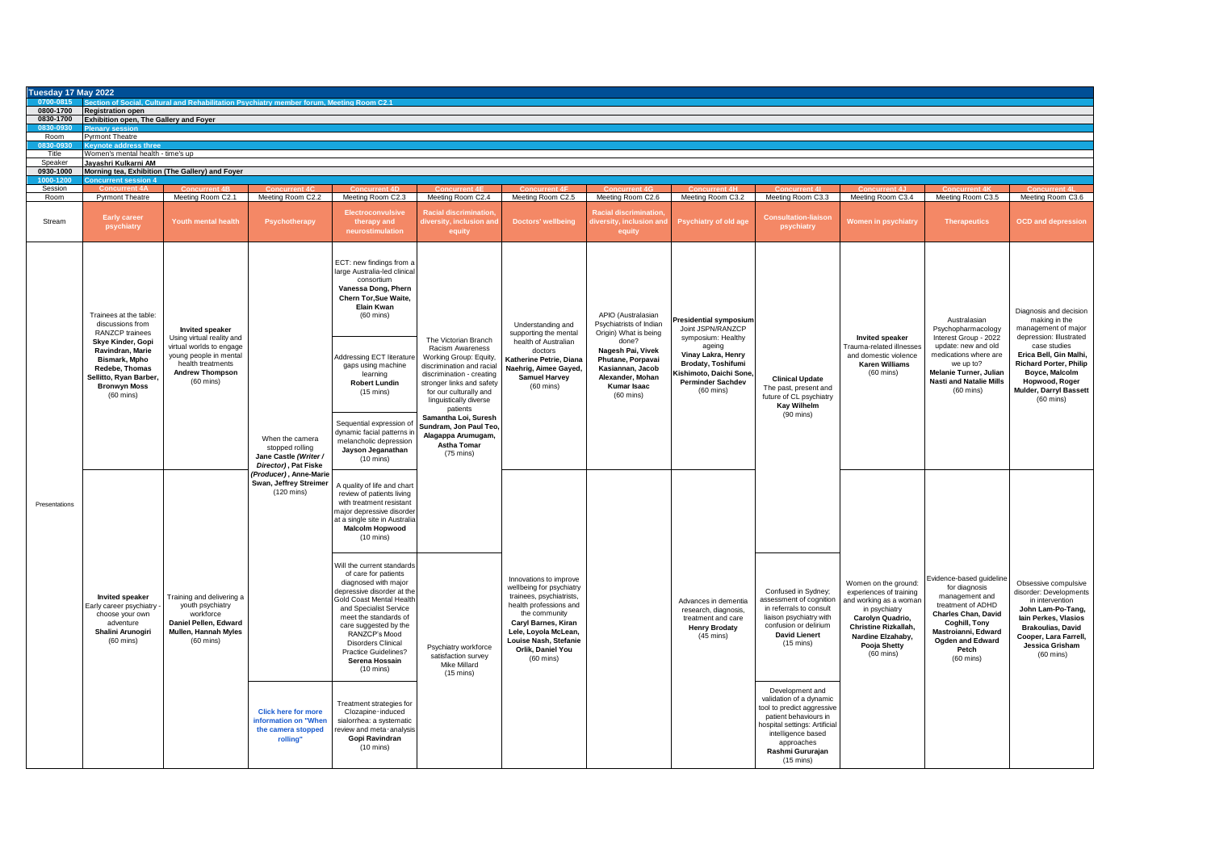## Tuesday 17 May 2022

| Time | Event |
|---|---|
| 0700-0815 | Section of Social, Cultural and Rehabilitation Psychiatry member forum, Meeting Room C2.1 |
| 0800-1700 | Registration open |
| 0830-1700 | Exhibition open, The Gallery and Foyer |
| 0830-0930 | Plenary session |
| Room | Pyrmont Theatre |
| 0830-0930 | Keynote address three |
| Title | Women's mental health - time's up |
| Speaker | Jayashri Kulkarni AM |
| 0930-1000 | Morning tea, Exhibition (The Gallery) and Foyer |
| 1000-1200 | Concurrent session 4 |

| Session | Concurrent 4A | Concurrent 4B | Concurrent 4C | Concurrent 4D | Concurrent 4E | Concurrent 4F | Concurrent 4G | Concurrent 4H | Concurrent 4I | Concurrent 4J | Concurrent 4K | Concurrent 4L |
|---|---|---|---|---|---|---|---|---|---|---|---|---|
| Room | Pyrmont Theatre | Meeting Room C2.1 | Meeting Room C2.2 | Meeting Room C2.3 | Meeting Room C2.4 | Meeting Room C2.5 | Meeting Room C2.6 | Meeting Room C3.2 | Meeting Room C3.3 | Meeting Room C3.4 | Meeting Room C3.5 | Meeting Room C3.6 |
| Stream | Early career psychiatry | Youth mental health | Psychotherapy | Electroconvulsive therapy and neurostimulation | Racial discrimination, diversity, inclusion and equity | Doctors' wellbeing | Racial discrimination, diversity, inclusion and equity | Psychiatry of old age | Consultation-liaison psychiatry | Women in psychiatry | Therapeutics | OCD and depression |
| Presentations | Trainees at the table: discussions from RANZCP trainees **Skye Kinder, Gopi Ravindran, Marie Bismark, Mpho Redebe, Thomas Sellitto, Ryan Barber, Bronwyn Moss** (60 mins) | **Invited speaker** Using virtual reality and virtual worlds to engage young people in mental health treatments **Andrew Thompson** (60 mins) | When the camera stopped rolling **Jane Castle *(Writer / Director)*, Pat Fiske *(Producer)*, Anne-Marie Swan, Jeffrey Streimer** (120 mins) | ECT: new findings from a large Australia-led clinical consortium **Vanessa Dong, Phern Chern Tor, Sue Waite, Elain Kwan** (60 mins) | The Victorian Branch Racism Awareness Working Group: Equity, discrimination and racial discrimination - creating stronger links and safety for our culturally and linguistically diverse patients **Samantha Loi, Suresh Sundram, Jon Paul Teo, Alagappa Arumugam, Astha Tomar** (75 mins) | Understanding and supporting the mental health of Australian doctors **Katherine Petrie, Diana Naehrig, Aimee Gayed, Samuel Harvey** (60 mins) | APIO (Australasian Psychiatrists of Indian Origin) What is being done? **Nagesh Pai, Vivek Phutane, Porpavai Kasiannan, Jacob Alexander, Mohan Kumar Isaac** (60 mins) | **Presidential symposium** Joint JSPN/RANZCP symposium: Healthy ageing **Vinay Lakra, Henry Brodaty, Toshifumi Kishimoto, Daichi Sone, Perminder Sachdev** (60 mins) | **Clinical Update** The past, present and future of CL psychiatry **Kay Wilhelm** (90 mins) | **Invited speaker** Trauma-related illnesses and domestic violence **Karen Williams** (60 mins) | Australasian Psychopharmacology Interest Group - 2022 update: new and old medications where are we up to? **Melanie Turner, Julian Nasti and Natalie Mills** (60 mins) | Diagnosis and decision making in the management of major depression: Illustrated case studies **Erica Bell, Gin Malhi, Richard Porter, Philip Boyce, Malcolm Hopwood, Roger Mulder, Darryl Bassett** (60 mins) |
| | | | | Addressing ECT literature gaps using machine learning **Robert Lundin** (15 mins) | | | | | | | | |
| | | | | Sequential expression of dynamic facial patterns in melancholic depression **Jayson Jeganathan** (10 mins) | | | | | | | | |
| | | | | A quality of life and chart review of patients living with treatment resistant major depressive disorder at a single site in Australia **Malcolm Hopwood** (10 mins) | | | | | | | | |
| | **Invited speaker** Early career psychiatry - choose your own adventure **Shalini Arunogiri** (60 mins) | Training and delivering a youth psychiatry workforce **Daniel Pellen, Edward Mullen, Hannah Myles** (60 mins) | | Will the current standards of care for patients diagnosed with major depressive disorder at the Gold Coast Mental Health and Specialist Service meet the standards of care suggested by the RANZCP's Mood Disorders Clinical Practice Guidelines? **Serena Hossain** (10 mins) | Psychiatry workforce satisfaction survey Mike Millard (15 mins) | Innovations to improve wellbeing for psychiatry trainees, psychiatrists, health professions and the community **Caryl Barnes, Kiran Lele, Loyola McLean, Louise Nash, Stefanie Orlik, Daniel You** (60 mins) | | Advances in dementia research, diagnosis, treatment and care **Henry Brodaty** (45 mins) | Confused in Sydney; assessment of cognition in referrals to consult liaison psychiatry with confusion or delirium **David Lienert** (15 mins) | Women on the ground: experiences of training and working as a woman in psychiatry **Carolyn Quadrio, Christine Rizkallah, Nardine Elzahaby, Pooja Shetty** (60 mins) | Evidence-based guideline for diagnosis management and treatment of ADHD **Charles Chan, David Coghill, Tony Mastroianni, Edward Ogden and Edward Petch** (60 mins) | Obsessive compulsive disorder: Developments in intervention **John Lam-Po-Tang, Iain Perkes, Vlasios Brakoulias, David Cooper, Lara Farrell, Jessica Grisham** (60 mins) |
| | | | Click here for more information on "When the camera stopped rolling" | Treatment strategies for Clozapine-induced sialorrhea: a systematic review and meta-analysis **Gopi Ravindran** (10 mins) | | | | | Development and validation of a dynamic tool to predict aggressive patient behaviours in hospital settings: Artificial intelligence based approaches **Rashmi Gururajan** (15 mins) | | | |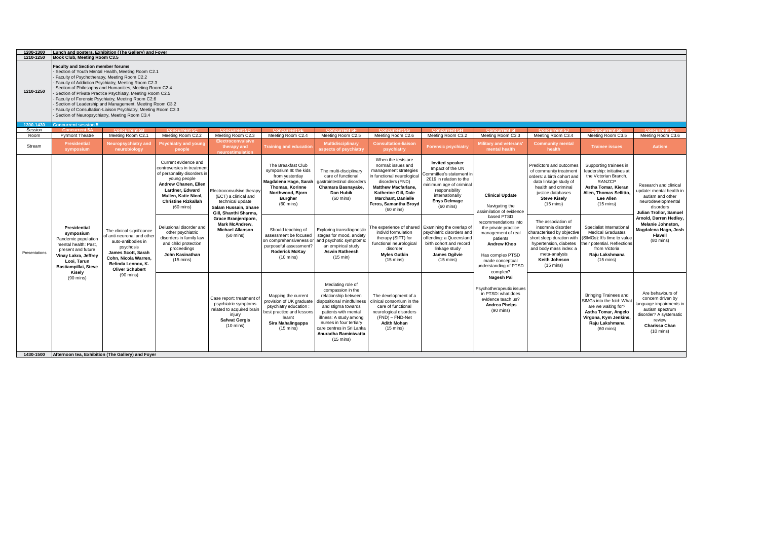| | |
|---|---|
| 1200-1300 | Lunch and posters, Exhibition (The Gallery) and Foyer |
| 1210-1250 | Book Club, Meeting Room C3.5 |
| 1210-1250 | **Faculty and Section member forums**<br>- Section of Youth Mental Health, Meeting Room C2.1<br>- Faculty of Psychotherapy, Meeting Room C2.2<br>- Faculty of Addiction Psychiatry, Meeting Room C2.3<br>- Section of Philosophy and Humanities, Meeting Room C2.4<br>- Section of Private Practice Psychiatry, Meeting Room C2.5<br>- Faculty of Forensic Psychiatry, Meeting Room C2.6<br>- Section of Leadership and Management, Meeting Room C3.2<br>- Faculty of Consultation-Liaison Psychiatry, Meeting Room C3.3<br>- Section of Neuropsychiatry, Meeting Room C3.4 |

**1300-1430 Concurrent session 5**

| Session | Concurrent 5A | Concurrent 5B | Concurrent 5C | Concurrent 5D | Concurrent 5E | Concurrent 5F | Concurrent 5G | Concurrent 5H | Concurrent 5I | Concurrent 5J | Concurrent 5K | Concurrent 5L |
|---|---|---|---|---|---|---|---|---|---|---|---|---|
| Room | Pyrmont Theatre | Meeting Room C2.1 | Meeting Room C2.2 | Meeting Room C2.3 | Meeting Room C2.4 | Meeting Room C2.5 | Meeting Room C2.6 | Meeting Room C3.2 | Meeting Room C3.3 | Meeting Room C3.4 | Meeting Room C3.5 | Meeting Room C3.6 |
| Stream | Presidential symposium | Neuropsychiatry and neurobiology | Psychiatry and young people | Electroconvulsive therapy and neurostimulation | Training and education | Multidisciplinary aspects of psychiatry | Consultation-liaison psychiatry | Forensic psychiatry | Military and veterans' mental health | Community mental health | Trainee issues | Autism |
| Presentations | **Presidential symposium**<br>Pandemic population mental health: Past, present and future<br>**Vinay Lakra, Jeffrey Looi, Tarun Bastiampillai, Steve Kisely**<br>(90 mins) | The clinical significance of anti-neuronal and other auto-antibodies in psychosis<br>**James Scott, Sarah Cohn, Nicola Warren, Belinda Lennox, K. Oliver Schubert**<br>(90 mins) | Current evidence and controversies in treatment of personality disorders in young people<br>**Andrew Chanen, Ellen Lardner, Edward Mullen, Katie Nicol, Christine Rizkallah**<br>(60 mins) | Electroconvulsive therapy (ECT) a clinical and technical update<br>**Salam Hussain, Shane Gill, Shanthi Sharma, Grace Branjerdporn, Mark McAndrew, Michael Allanson**<br>(60 mins) | The Breakfast Club symposium III: the kids from yesterday<br>**Magdalena Hagn, Sarah Thomas, Korinne Northwood, Bjorn Burgher**<br>(60 mins) | The multi-disciplinary care of functional gastrointestinal disorders<br>**Chamara Basnayake, Dan Hubik**<br>(60 mins) | When the tests are normal: issues and management strategies in functional neurological disorders (FND)<br>**Matthew Macfarlane, Katherine Gill, Dale Marchant, Danielle Feros, Samantha Broyd**<br>(60 mins) | **Invited speaker**<br>Impact of the UN Committee's statement in 2019 in relation to the minimum age of criminal responsibility internationally<br>**Enys Delmage**<br>(60 mins) | **Clinical Update**<br>Navigating the assimilation of evidence based PTSD recommendations into the private practice management of real patients<br>**Andrew Khoo**<br>Has complex PTSD made conceptual understanding of PTSD complex?<br>**Nagesh Pai**<br>Psychotherapeutic issues in PTSD: what does evidence teach us?<br>**Andrea Phelps**<br>(90 mins) | Predictors and outcomes of community treatment orders: a birth cohort and data linkage study of health and criminal justice databases<br>**Steve Kisely**<br>(15 mins) | Supporting trainees in leadership: initiatives at the Victorian Branch, RANZCP<br>**Astha Tomar, Kieran Allen, Thomas Sellitto, Lee Allen**<br>(15 mins) | Research and clinical update: mental health in autism and other neurodevelopmental disorders<br>**Julian Trollor, Samuel Arnold, Darren Hedley, Melanie Johnston, Magdalena Hagn, Josh Flavell**<br>(80 mins) |
| | | | Delusional disorder and other psychiatric disorders in family law and child protection proceedings<br>**John Kasinathan**<br>(15 mins) | | Should teaching of assessment be focused on comprehensiveness or purposeful assessment?<br>**Roderick McKay**<br>(10 mins) | Exploring transdiagnostic stages for mood, anxiety and psychotic symptoms: an empirical study<br>**Aswin Ratheesh**<br>(15 min) | The experience of shared individ formulation therapy (SIFT) for functional neurological disorder<br>**Myles Gutkin**<br>(15 mins) | Examining the overlap of psychiatric disorders and offending: a Queensland birth cohort and record linkage study<br>**James Ogilvie**<br>(15 mins) | | The association of insomnia disorder characterised by objective short sleep duration with hypertension, diabetes and body mass index: a meta-analysis<br>**Keith Johnson**<br>(15 mins) | Specialist International Medical Graduates (SIMGs): It's time to value their potential. Reflections from Victoria<br>**Raju Lakshmana**<br>(15 mins) | |
| | | | | Case report: treatment of psychiatric symptoms related to acquired brain injury<br>**Safwat Gergis**<br>(10 mins) | Mapping the current provision of UK graduate psychiatry education : best practice and lessons learnt<br>**Sira Mahalingappa**<br>(15 mins) | Mediating role of compassion in the relationship between dispositional mindfulness and stigma towards patients with mental illness: A study among nurses in four tertiary care centres in Sri Lanka<br>**Anuradha Baminiwatta**<br>(15 mins) | The development of a clinical consortium in the care of functional neurological disorders (FND) – FND-Net<br>**Adith Mohan**<br>(15 mins) | | | | Bringing Trainees and SIMGs into the fold: What are we waiting for?<br>**Astha Tomar, Angelo Virgona, Kym Jenkins, Raju Lakshmana**<br>(60 mins) | Are behaviours of concern driven by language impairments in autism spectrum disorder? A systematic review<br>**Charissa Chan**<br>(10 mins) |

| | |
|---|---|
| 1430-1500 | Afternoon tea, Exhibition (The Gallery) and Foyer |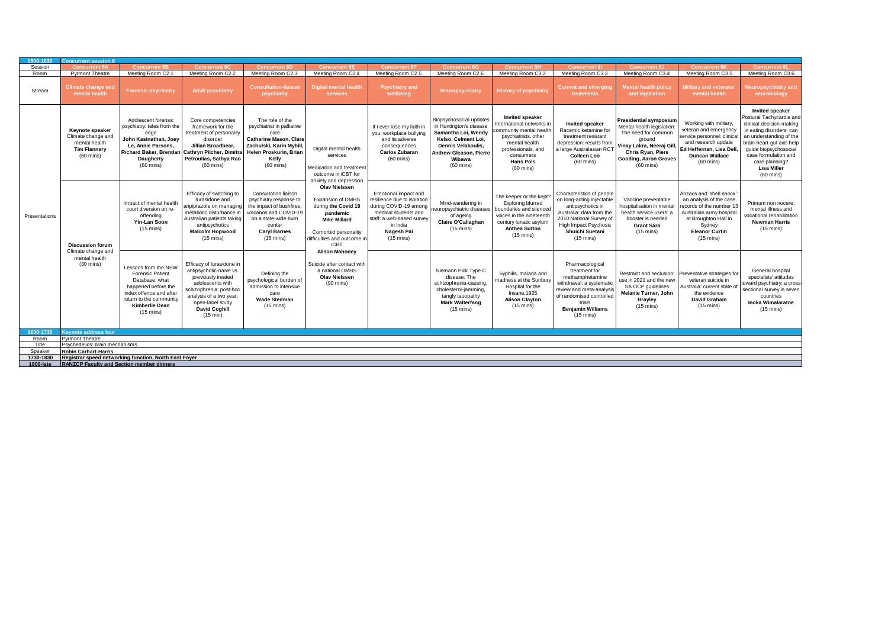| 1500-1630 | Concurrent session 6 | | | | | | | | | | | |
|---|---|---|---|---|---|---|---|---|---|---|---|---|
| Session | Concurrent 6A | Concurrent 6B | Concurrent 6C | Concurrent 6D | Concurrent 6E | Concurrent 6F | Concurrent 6G | Concurrent 6H | Concurrent 6I | Concurrent 6J | Concurrent 6K | Concurrent 6L |
| Room | Pyrmont Theatre | Meeting Room C2.1 | Meeting Room C2.2 | Meeting Room C2.3 | Meeting Room C2.4 | Meeting Room C2.5 | Meeting Room C2.6 | Meeting Room C3.2 | Meeting Room C3.3 | Meeting Room C3.4 | Meeting Room C3.5 | Meeting Room C3.6 |
| Stream | Climate change and mental health | Forensic psychiatry | Adult psychiatry | Consultation-liaison psychiatry | Digital mental health services | Psychiatry and wellbeing | Neuropsychiatry | History of psychiatry | Current and emerging treatments | Mental health policy and legislation | Military and veterans' mental health | Neuropsychiatry and neurobiology |
| Presentations | **Keynote speaker** Climate change and mental health **Tim Flannery** (60 mins) | Adolescent forensic psychiatry: tales from the edge **John Kasinathan, Joey Le, Annie Parsons, Richard Baker, Brendan Daugherty** (60 mins) | Core competencies framework for the treatment of personality disorder **Jillian Broadbear, Cathryn Pilcher, Dimitra Petroulias, Sathya Rao** (60 mins) | The role of the psychiatrist in palliative care **Catherine Mason, Clare Zachulski, Karin Myhill, Helen Proskurin, Brian Kelly** (60 mins) | Digital mental health services<br><br>Medication and treatment outcome in iCBT for anxiety and depression **Olav Nielssen**<br><br>Expansion of DMHS during **the Covid 19 pandemic** **Mike Millard**<br><br>Comorbid personality difficulties and outcome in iCBT **Alison Mahoney**<br><br>Suicide after contact with a national DMHS **Olav Nielssen** (90 mins) | If I ever lose my faith in you: workplace bullying and its adverse consequences **Carlos Zubaran** (60 mins) | Biopsychosocial updates in Huntington's disease **Samantha Loi, Wendy Kelso, Celment Loi, Dennis Velakoulis, Andrew Gleason, Pierre Wibawa** (60 mins) | **Invited speaker** International networks in community mental health: psychiatrists, other mental health professionals, and consumers **Hans Pols** (60 mins) | **Invited speaker** Racemic ketamine for treatment resistant depression: results from a large Australasian RCT **Colleen Loo** (60 mins) | **Presidential symposium** Mental health legislation: The need for common ground **Vinay Lakra, Neeraj Gill, Chris Ryan, Piers Gooding, Aaron Groves** (60 mins) | Working with military, veteran and emergency service personnel: clinical and research update **Ed Heffernan, Lisa Dell, Duncan Wallace** (60 mins) | **Invited speaker** Postural Tachycardia and clinical decision-making in eating disorders: can an understanding of the brain-heart-gut axis help guide biopsychosocial case formulation and care planning? **Lisa Miller** (60 mins) |
| | **Discussion forum** Climate change and mental health (30 mins) | Impact of mental health court diversion on re-offending **Yin-Lan Soon** (15 mins) | Efficacy of switching to lurasidone and aripiprazole on managing metabolic disturbance in Australian patients taking antipsychotics **Malcolm Hopwood** (15 mins) | Consultation liaison psychiatry response to the impact of bushfires, volcanos and COVID-19 on a state-wide burn center **Caryl Barnes** (15 mins) | | Emotional impact and resilience due to isolation during COVID-19 among medical students and staff: a web-based survey in India **Nagesh Pai** (15 mins) | Mind-wandering in neuropsychiatric diseases of ageing **Claire O'Callaghan** (15 mins) | The keeper or the kept? Exploring blurred boundaries and silenced voices in the nineteenth century lunatic asylum **Anthea Sutton** (15 mins) | Characteristics of people on long-acting injectable antipsychotics in Australia: data from the 2010 National Survey of High Impact Psychosis **Shuichi Suetani** (15 mins) | Vaccine preventable hospitalisation in mental health service users: a booster is needed **Grant Sara** (15 mins) | Anzacs and 'shell shock': an analysis of the case records of the number 13 Australian army hospital at Broughton Hall in Sydney **Eleanor Curtin** (15 mins) | Primum non nocere: mental illness and vocational rehabilitation **Newman Harris** (15 mins) |
| | | Lessons from the NSW Forensic Patient Database: what happened before the index offence and after return to the community **Kimberlie Dean** (15 mins) | Efficacy of lurasidone in antipsychotic-naïve vs. previously treated adolescents with schizophrenia: post-hoc analysis of a two year, open-label study **David Coghill** (15 min) | Defining the psychological burden of admission to intensive care **Wade Stedman** (15 mins) | | | Niemann Pick Type C disease: The schizophrenia-causing, cholesterol-jamming, tangly tauopathy **Mark Walterfang** (15 mins) | Syphilis, malaria and madness at the Sunbury Hospital for the Insane,1925 **Alison Clayton** (15 mins) | Pharmacological treatment for methamphetamine withdrawal: a systematic review and meta-analysis of randomised controlled trials **Benjamin Williams** (15 mins) | Restraint and seclusion: use in 2021 and the new SA OCP guidelines **Melanie Turner, John Brayley** (15 mins) | Preventative strategies for veteran suicide in Australia: current state of the evidence **David Graham** (15 mins) | General hospital specialists' attitudes toward psychiatry: a cross-sectional survey in seven countries **Inoka Wimalaratne** (15 mins) |
| 1630-1730 | Keynote address four | | | | | | | | | | | |
| Room | Pyrmont Theatre | | | | | | | | | | | |
| Title | Psychedelics: brain mechanisms | | | | | | | | | | | |
| Speaker | **Robin Carhart-Harris** | | | | | | | | | | | |
| 1730-1830 | **Registrar speed networking function, North East Foyer** | | | | | | | | | | | |
| 1900-late | **RANZCP Faculty and Section member dinners** | | | | | | | | | | | |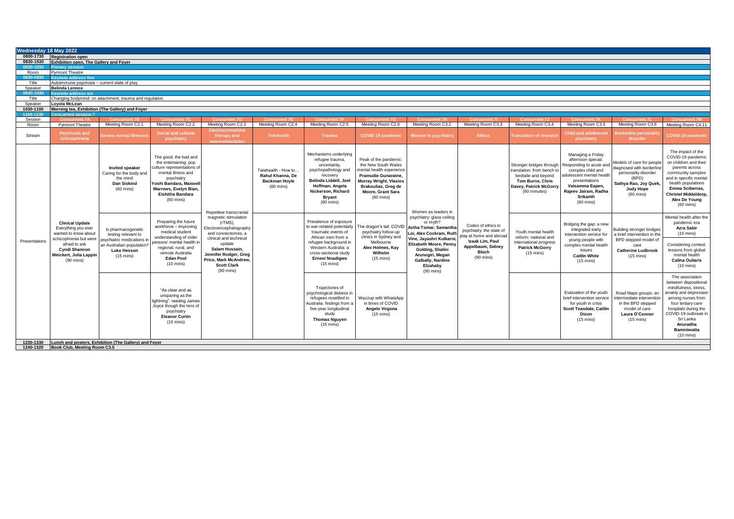## Wednesday 18 May 2022

| Time | Details |
|---|---|
| 0800-1730 | **Registration open** |
| 0830-1530 | **Exhibition open, The Gallery and Foyer** |
| 0830-1030 | **Plenary session** |
| Room | Pyrmont Theatre |
| 0830-0930 | **Keynote address five** |
| Title | Autoimmune psychosis – current state of play |
| Speaker | **Belinda Lennox** |
| 0930-1030 | **Keynote address six** |
| Title | Changing bodymind: on attachment, trauma and regulation |
| Speaker | **Loyola McLean** |
| 1030-1100 | **Morning tea, Exhibition (The Gallery) and Foyer** |
| 1100-1230 | **Concurrent session 7** |

| Session | Concurrent 7A | Concurrent 7B | Concurrent 7C | Concurrent 7D | Concurrent 7E | Concurrent 7F | Concurrent 7G | Concurrent 7H | Concurrent 7I | Concurrent 7J | Concurrent 7K | Concurrent 7L | Concurrent 7M |
|---|---|---|---|---|---|---|---|---|---|---|---|---|---|
| Room | Pyrmont Theatre | Meeting Room C2.1 | Meeting Room C2.2 | Meeting Room C2.3 | Meeting Room C2.4 | Meeting Room C2.5 | Meeting Room C2.6 | Meeting Room C3.2 | Meeting Room C3.3 | Meeting Room C3.4 | Meeting Room C3.5 | Meeting Room C3.6 | Meeting Room C4.11 |
| Stream | Psychosis and schizophrenia | Severe mental illnesses | Social and cultural psychiatry | Electroconvulsive therapy and neurostimulation | Telehealth | Trauma | COVID-19 pandemic | Women in psychiatry | Ethics | Translation of research | Child and adolescent psychiatry | Borderline personality disorder | COVID-19 pandemic |
| Presentations | **Clinical Update** Everything you ever wanted to know about schizophrenia but were afraid to ask **Cyndi Shannon Weickert, Julia Lappin** (90 mins) | **Invited speaker** Caring for the body and the mind **Dan Siskind** (60 mins) | The good, the bad and the entertaining: pop culture representations of mental illness and psychiatry **Yoshi Bandara, Maxwell Marrows, Evelyn Bian, Eishitha Bandara** (60 mins) | Repetitive transcranial magnetic stimulation (rTMS), Electroencephalography and connectomes, a clinical and technical update **Salam Hussain, Jennifer Rodger, Greg Price, Mark McAndrew, Scott Clark** (90 mins) | Telehealth - How to… **Rahul Khanna, De Backman Hoyle** (60 mins) | Mechanisms underlying refugee trauma, uncertainty, psychopathology and recovery **Belinda Liddell, Joel Hoffman, Angela Nickerson, Richard Bryant** (60 mins) | Peak of the pandemic: the New South Wales mental health experience **Pramudie Gunaratne, Murray Wright, Vlasios Brakoulias, Greg de Moore, Grant Sara** (60 mins) | Women as leaders in psychiatry: glass ceiling or myth? **Astha Tomar, Samantha Loi, Alex Cockram, Ruth Vine, Jayashri Kulkarni, Elizabeth Moore, Penny Golding, Shalini Arunogiri, Megan Galbally, Nardine Elzahaby** (90 mins) | Codes of ethics in psychiatry: the state of play at home and abroad **Izaak Lim, Paul Appelbaum, Sidney Bloch** (90 mins) | Stronger bridges through translation: from bench to bedside and beyond **Tom Burne, Chris Davey, Patrick McGorry** (60 minutes) | Managing a Friday afternoon special: Responding to acute and complex child and adolescent mental health presentations **Valsamma Eapen, Rajeev Jairam, Radha Srikanth** (60 mins) | Models of care for people diagnosed with borderline personality disorder (BPD) **Sathya Rao, Joy Quek, Judy Hope** (60 mins) | The impact of the COVID-19 pandemic on children and their parents across community samples and in specific mental health populations **Emma Sciberras, Christel Middeldorp, Alex De Young** (60 mins) |
| | | Is pharmacogenetic testing relevant to psychiatric medications in an Australian population? **Luke Hesson** (15 mins) | Preparing the future workforce – improving medical student understanding of older persons' mental health in regional, rural, and remote Australia **Edan Pool** (10 mins) | | | Prevalence of exposure to war-related potentially traumatic events of African men from a refugee background in Western Australia: a cross-sectional study **Ernest Nnadigwe** (15 mins) | The dragon's tail: COVID psychiatry follow-up clinics in Sydney and Melbourne **Alex Holmes, Kay Wilhelm** (15 mins) | | | Youth mental health reform: national and international progress **Patrick McGorry** (15 mins) | Bridging the gap: a new integrated early intervention service for young people with complex mental health issues **Caitlin White** (15 mins) | Building stronger bridges: a brief intervention in the BPD stepped model of care **Catherine Ludbrook** (15 mins) | Mental health after the pandemic era **Azra Sabir** (10 mins) Considering context: lessons from global mental health **Calina Ouliaris** (10 mins) |
| | | | "As clear and as unsparing as the lightning": reading James Joyce though the lens of psychiatry **Eleanor Curtin** (15 mins) | | | Trajectories of psychological distress in refugees resettled in Australia: findings from a five-year longitudinal study **Thomas Nguyen** (15 mins) | Wazzup with WhatsApp in times of COVID **Angelo Virgona** (15 mins) | | | | Evaluation of the youth brief intervention service for youth in crisis **Scott Teasdale, Caitlin Dixon** (15 mins) | Road Maps groups: an intermediate intervention in the BPD stepped model of care **Laura O'Connor** (15 mins) | The association between dispositional mindfulness, stress, anxiety and depression among nurses from four tertiary care hospitals during the COVID-19 outbreak in Sri Lanka **Anuradha Baminiwatta** (10 mins) |

| Time | Details |
|---|---|
| 1230-1330 | **Lunch and posters, Exhibition (The Gallery) and Foyer** |
| 1240-1320 | **Book Club, Meeting Room C3.5** |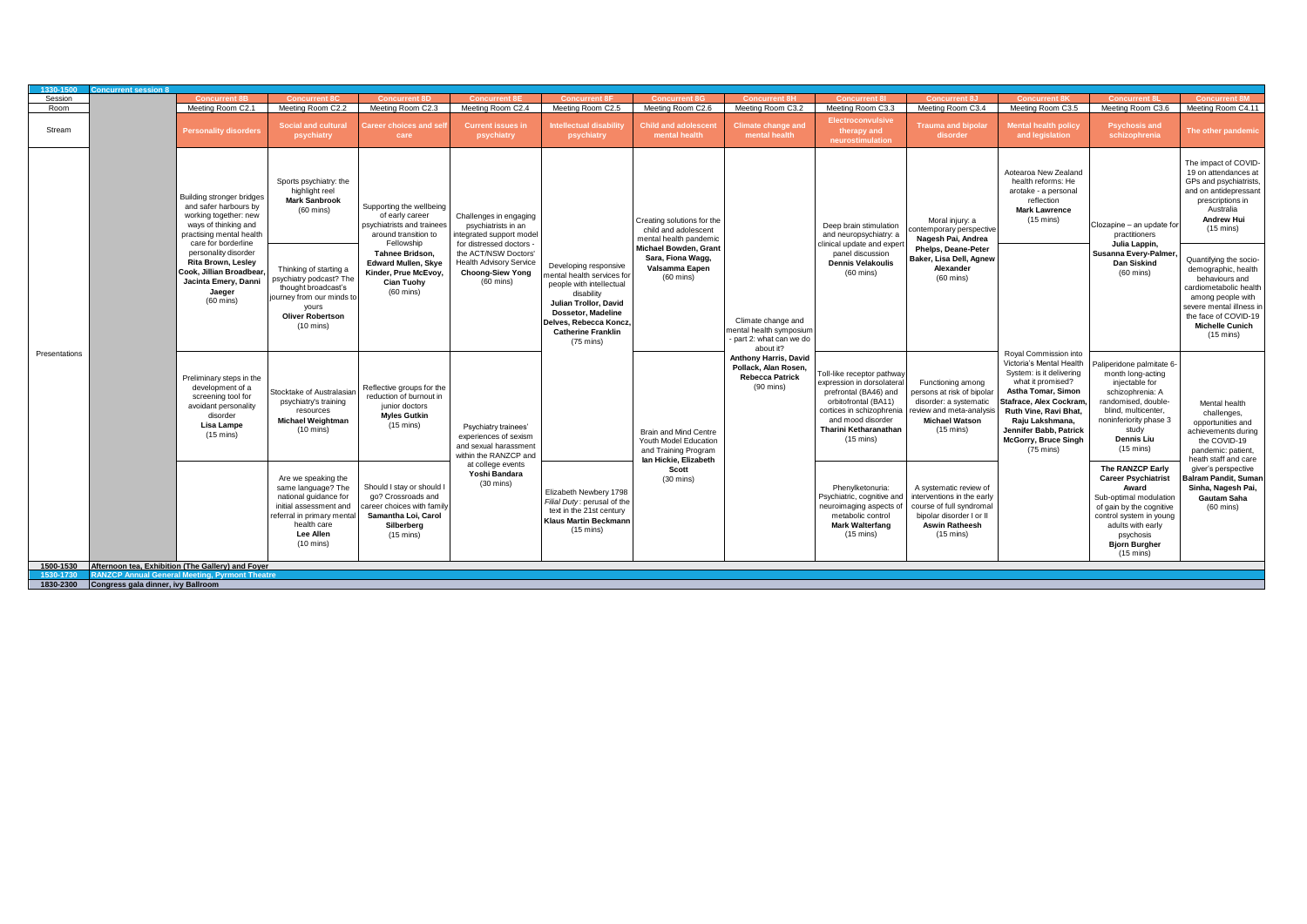| 1330-1500 | Concurrent session 8 | | | | | | | | | | | |
|---|---|---|---|---|---|---|---|---|---|---|---|---|
| Session | Concurrent 8B | Concurrent 8C | Concurrent 8D | Concurrent 8E | Concurrent 8F | Concurrent 8G | Concurrent 8H | Concurrent 8I | Concurrent 8J | Concurrent 8K | Concurrent 8L | Concurrent 8M |
| Room | Meeting Room C2.1 | Meeting Room C2.2 | Meeting Room C2.3 | Meeting Room C2.4 | Meeting Room C2.5 | Meeting Room C2.6 | Meeting Room C3.2 | Meeting Room C3.3 | Meeting Room C3.4 | Meeting Room C3.5 | Meeting Room C3.6 | Meeting Room C4.11 |
| Stream | Personality disorders | Social and cultural psychiatry | Career choices and self care | Current issues in psychiatry | Intellectual disability psychiatry | Child and adolescent mental health | Climate change and mental health | Electroconvulsive therapy and neurostimulation | Trauma and bipolar disorder | Mental health policy and legislation | Psychosis and schizophrenia | The other pandemic |
| Presentations | Building stronger bridges and safer harbours by working together: new ways of thinking and practising mental health care for borderline personality disorder **Rita Brown, Lesley Cook, Jillian Broadbear, Jacinta Emery, Danni Jaeger** (60 mins) | Sports psychiatry: the highlight reel **Mark Sanbrook** (60 mins) | Supporting the wellbeing of early career psychiatrists and trainees around transition to Fellowship **Tahnee Bridson, Edward Mullen, Skye Kinder, Prue McEvoy, Cian Tuohy** (60 mins) | Challenges in engaging psychiatrists in an integrated support model for distressed doctors - the ACT/NSW Doctors' Health Advisory Service **Choong-Siew Yong** (60 mins) | Developing responsive mental health services for people with intellectual disability **Julian Trollor, David Dossetor, Madeline Delves, Rebecca Koncz, Catherine Franklin** (75 mins) | Creating solutions for the child and adolescent mental health pandemic **Michael Bowden, Grant Sara, Fiona Wagg, Valsamma Eapen** (60 mins) | Climate change and mental health symposium - part 2: what can we do about it? **Anthony Harris, David Pollack, Alan Rosen, Rebecca Patrick** (90 mins) | Deep brain stimulation and neuropsychiatry: a clinical update and expert panel discussion **Dennis Velakoulis** (60 mins) | Moral injury: a contemporary perspective **Nagesh Pai, Andrea Phelps, Deane-Peter Baker, Lisa Dell, Agnew Alexander** (60 mins) | Aotearoa New Zealand health reforms: He arotake - a personal reflection **Mark Lawrence** (15 mins) | Clozapine – an update for practitioners **Julia Lappin, Susanna Every-Palmer, Dan Siskind** (60 mins) | The impact of COVID-19 on attendances at GPs and psychiatrists, and on antidepressant prescriptions in Australia **Andrew Hui** (15 mins) |
| | | Thinking of starting a psychiatry podcast? The thought broadcast's journey from our minds to yours **Oliver Robertson** (10 mins) | | | | | | | | Royal Commission into Victoria's Mental Health System: is it delivering what it promised? **Astha Tomar, Simon Stafrace, Alex Cockram, Ruth Vine, Ravi Bhat, Raju Lakshmana, Jennifer Babb, Patrick McGorry, Bruce Singh** (75 mins) | | Quantifying the socio-demographic, health behaviours and cardiometabolic health among people with severe mental illness in the face of COVID-19 **Michelle Cunich** (15 mins) |
| | Preliminary steps in the development of a screening tool for avoidant personality disorder **Lisa Lampe** (15 mins) | Stocktake of Australasian psychiatry's training resources **Michael Weightman** (10 mins) | Reflective groups for the reduction of burnout in junior doctors **Myles Gutkin** (15 mins) | Psychiatry trainees' experiences of sexism and sexual harassment within the RANZCP and at college events **Yoshi Bandara** (30 mins) | | Brain and Mind Centre Youth Model Education and Training Program **Ian Hickie, Elizabeth Scott** (30 mins) | | Toll-like receptor pathway expression in dorsolateral prefrontal (BA46) and orbitofrontal (BA11) cortices in schizophrenia and mood disorder **Tharini Ketharanathan** (15 mins) | Functioning among persons at risk of bipolar disorder: a systematic review and meta-analysis **Michael Watson** (15 mins) | | Paliperidone palmitate 6-month long-acting injectable for schizophrenia: A randomised, double-blind, multicenter, noninferiority phase 3 study **Dennis Liu** (15 mins) | Mental health challenges, opportunities and achievements during the COVID-19 pandemic: patient, heath staff and care giver's perspective **Balram Pandit, Suman Sinha, Nagesh Pai, Gautam Saha** (60 mins) |
| | | Are we speaking the same language? The national guidance for initial assessment and referral in primary mental health care **Lee Allen** (10 mins) | Should I stay or should I go? Crossroads and career choices with family **Samantha Loi, Carol Silberberg** (15 mins) | | Elizabeth Newbery 1798 *Filial Duty*: perusal of the text in the 21st century **Klaus Martin Beckmann** (15 mins) | | | Phenylketonuria: Psychiatric, cognitive and neuroimaging aspects of metabolic control **Mark Walterfang** (15 mins) | A systematic review of interventions in the early course of full syndromal bipolar disorder I or II **Aswin Ratheesh** (15 mins) | | **The RANZCP Early Career Psychiatrist Award** Sub-optimal modulation of gain by the cognitive control system in young adults with early psychosis **Bjorn Burgher** (15 mins) | |
| 1500-1530 | Afternoon tea, Exhibition (The Gallery) and Foyer | | | | | | | | | | | |
| 1530-1730 | RANZCP Annual General Meeting, Pyrmont Theatre | | | | | | | | | | | |
| 1830-2300 | Congress gala dinner, Ivy Ballroom | | | | | | | | | | | |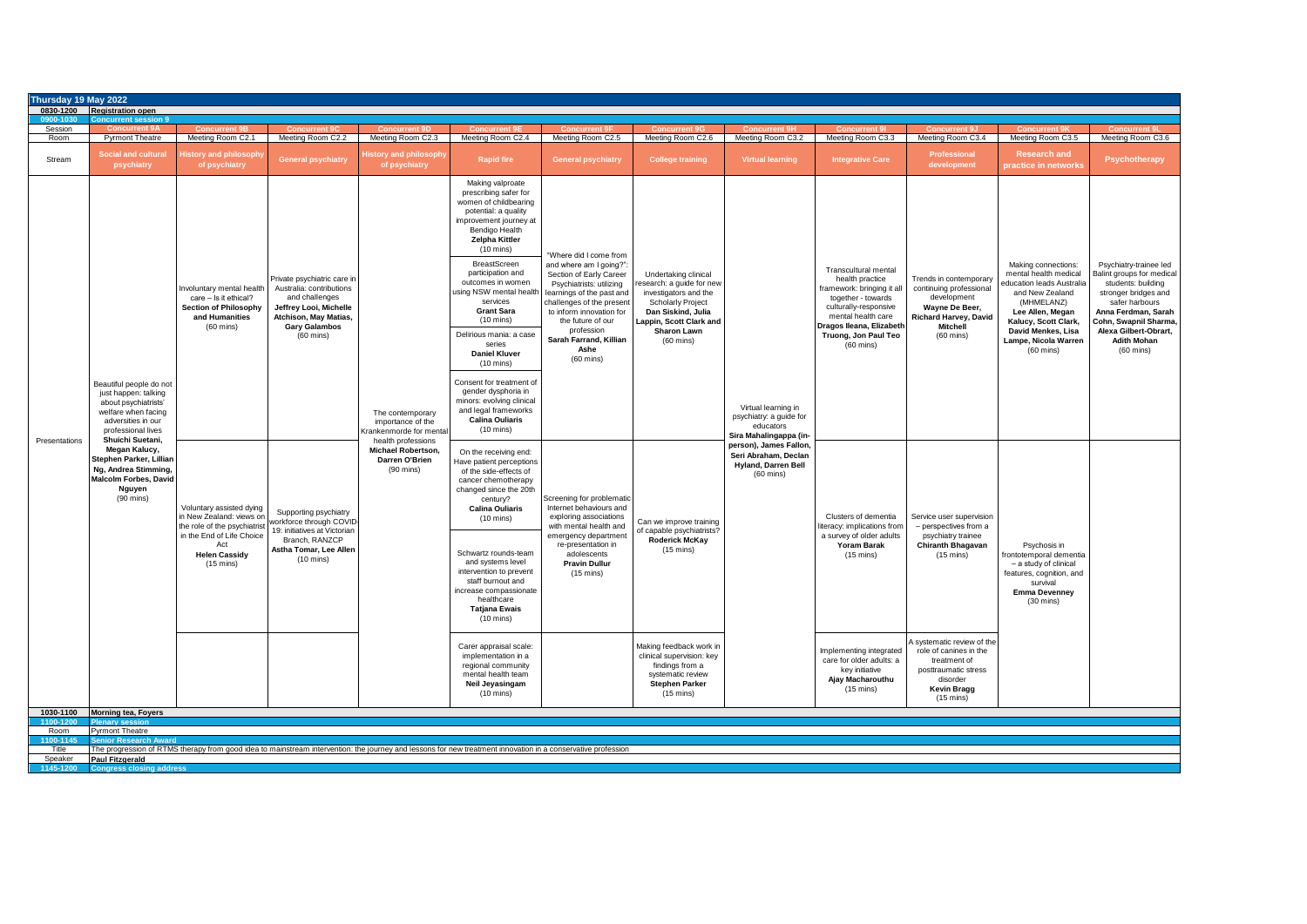## Thursday 19 May 2022

| | |
|---|---|
| 0830-1200 | Registration open |
| 0900-1030 | Concurrent session 9 |

| Session | Concurrent 9A | Concurrent 9B | Concurrent 9C | Concurrent 9D | Concurrent 9E | Concurrent 9F | Concurrent 9G | Concurrent 9H | Concurrent 9I | Concurrent 9J | Concurrent 9K | Concurrent 9L |
|---|---|---|---|---|---|---|---|---|---|---|---|---|
| Room | Pyrmont Theatre | Meeting Room C2.1 | Meeting Room C2.2 | Meeting Room C2.3 | Meeting Room C2.4 | Meeting Room C2.5 | Meeting Room C2.6 | Meeting Room C3.2 | Meeting Room C3.3 | Meeting Room C3.4 | Meeting Room C3.5 | Meeting Room C3.6 |
| Stream | Social and cultural psychiatry | History and philosophy of psychiatry | General psychiatry | History and philosophy of psychiatry | Rapid fire | General psychiatry | College training | Virtual learning | Integrative Care | Professional development | Research and practice in networks | Psychotherapy |
| Presentations | Beautiful people do not just happen: talking about psychiatrists' welfare when facing adversities in our professional lives **Shuichi Suetani, Megan Kalucy, Stephen Parker, Lillian Ng, Andrea Stimming, Malcolm Forbes, David Nguyen** (90 mins) | Involuntary mental health care – Is it ethical? **Section of Philosophy and Humanities** (60 mins) | Private psychiatric care in Australia: contributions and challenges **Jeffrey Looi, Michelle Atchison, May Matias, Gary Galambos** (60 mins) | The contemporary importance of the Krankenmorde for mental health professions **Michael Robertson, Darren O'Brien** (90 mins) | Making valproate prescribing safer for women of childbearing potential: a quality improvement journey at Bendigo Health **Zelpha Kittler** (10 mins) | "Where did I come from and where am I going?": Section of Early Career Psychiatrists: utilizing learnings of the past and challenges of the present to inform innovation for the future of our profession **Sarah Farrand, Killian Ashe** (60 mins) | Undertaking clinical research: a guide for new investigators and the Scholarly Project **Dan Siskind, Julia Lappin, Scott Clark and Sharon Lawn** (60 mins) | Virtual learning in psychiatry: a guide for educators **Sira Mahalingappa (in-person), James Fallon, Seri Abraham, Declan Hyland, Darren Bell** (60 mins) | Transcultural mental health practice framework: bringing it all together - towards culturally-responsive mental health care **Dragos Ileana, Elizabeth Truong, Jon Paul Teo** (60 mins) | Trends in contemporary continuing professional development **Wayne De Beer, Richard Harvey, David Mitchell** (60 mins) | Making connections: mental health medical education leads Australia and New Zealand (MHMELANZ) **Lee Allen, Megan Kalucy, Scott Clark, David Menkes, Lisa Lampe, Nicola Warren** (60 mins) | Psychiatry-trainee led Balint groups for medical students: building stronger bridges and safer harbours **Anna Ferdman, Sarah Cohn, Swapnil Sharma, Alexa Gilbert-Obrart, Adith Mohan** (60 mins) |
| | | | | | BreastScreen participation and outcomes in women using NSW mental health services **Grant Sara** (10 mins) | | | | | | | |
| | | | | | Delirious mania: a case series **Daniel Kluver** (10 mins) | | | | | | | |
| | | | | | Consent for treatment of gender dysphoria in minors: evolving clinical and legal frameworks **Calina Ouliaris** (10 mins) | | | | | | | |
| | | Voluntary assisted dying in New Zealand: views on the role of the psychiatrist in the End of Life Choice Act **Helen Cassidy** (15 mins) | Supporting psychiatry workforce through COVID-19: initiatives at Victorian Branch, RANZCP **Astha Tomar, Lee Allen** (10 mins) | | On the receiving end: Have patient perceptions of the side-effects of cancer chemotherapy changed since the 20th century? **Calina Ouliaris** (10 mins) | Screening for problematic Internet behaviours and exploring associations with mental health and emergency department re-presentation in adolescents **Pravin Dullur** (15 mins) | Can we improve training of capable psychiatrists? **Roderick McKay** (15 mins) | | Clusters of dementia literacy: implications from a survey of older adults **Yoram Barak** (15 mins) | Service user supervision – perspectives from a psychiatry trainee **Chiranth Bhagavan** (15 mins) | Psychosis in frontotemporal dementia – a study of clinical features, cognition, and survival **Emma Devenney** (30 mins) | |
| | | | | | Schwartz rounds-team and systems level intervention to prevent staff burnout and increase compassionate healthcare **Tatjana Ewais** (10 mins) | | | | | | | |
| | | | | | Carer appraisal scale: implementation in a regional community mental health team **Neil Jeyasingam** (10 mins) | | Making feedback work in clinical supervision: key findings from a systematic review **Stephen Parker** (15 mins) | | Implementing integrated care for older adults: a key initiative **Ajay Macharouthu** (15 mins) | A systematic review of the role of canines in the treatment of posttraumatic stress disorder **Kevin Bragg** (15 mins) | | |

| | |
|---|---|
| 1030-1100 | Morning tea, Foyers |
| 1100-1200 | Plenary session |
| Room | Pyrmont Theatre |
| 1100-1145 | Senior Research Award |
| Title | The progression of RTMS therapy from good idea to mainstream intervention: the journey and lessons for new treatment innovation in a conservative profession |
| Speaker | **Paul Fitzgerald** |
| 1145-1200 | Congress closing address |